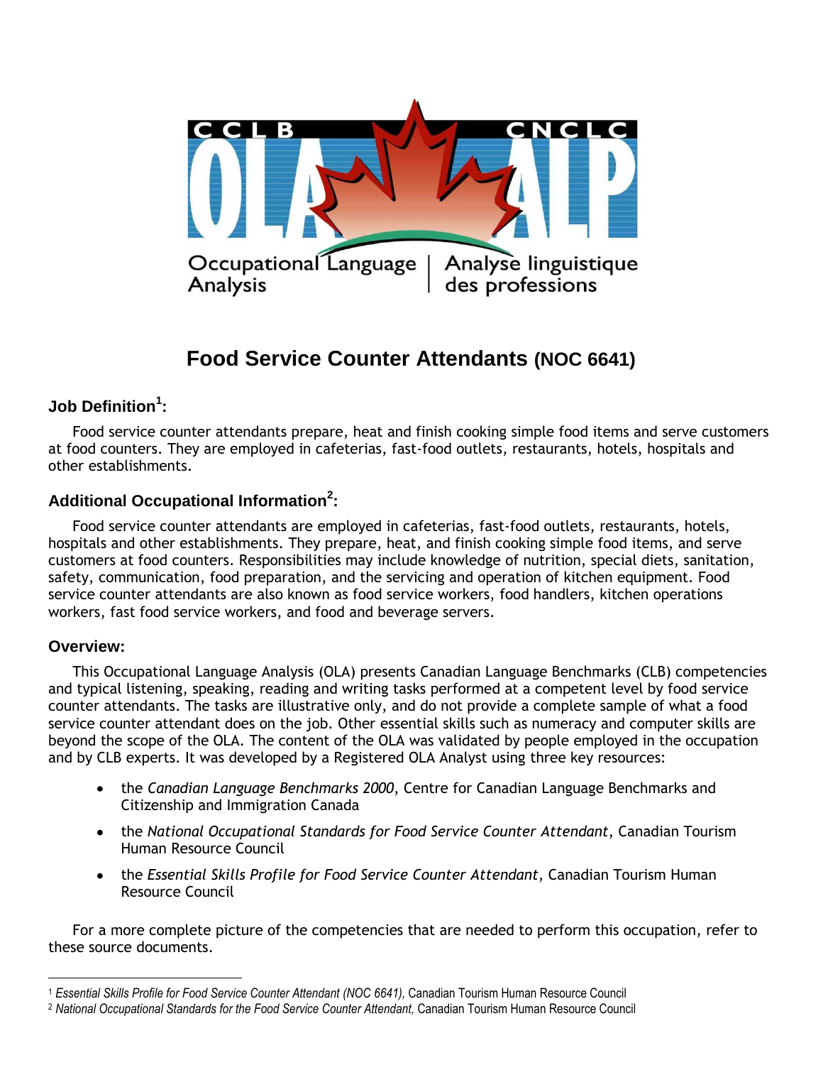CCLB | CNCLC

Occupational Language Analysis | Analyse linguistique des professions

# Food Service Counter Attendants (NOC 6641)

## Job Definition[1]:

Food service counter attendants prepare, heat and finish cooking simple food items and serve customers at food counters. They are employed in cafeterias, fast-food outlets, restaurants, hotels, hospitals and other establishments.

## Additional Occupational Information[2]:

Food service counter attendants are employed in cafeterias, fast-food outlets, restaurants, hotels, hospitals and other establishments. They prepare, heat, and finish cooking simple food items, and serve customers at food counters. Responsibilities may include knowledge of nutrition, special diets, sanitation, safety, communication, food preparation, and the servicing and operation of kitchen equipment. Food service counter attendants are also known as food service workers, food handlers, kitchen operations workers, fast food service workers, and food and beverage servers.

## Overview:

This Occupational Language Analysis (OLA) presents Canadian Language Benchmarks (CLB) competencies and typical listening, speaking, reading and writing tasks performed at a competent level by food service counter attendants. The tasks are illustrative only, and do not provide a complete sample of what a food service counter attendant does on the job. Other essential skills such as numeracy and computer skills are beyond the scope of the OLA. The content of the OLA was validated by people employed in the occupation and by CLB experts. It was developed by a Registered OLA Analyst using three key resources:

- the *Canadian Language Benchmarks 2000*, Centre for Canadian Language Benchmarks and Citizenship and Immigration Canada
- the *National Occupational Standards for Food Service Counter Attendant*, Canadian Tourism Human Resource Council
- the *Essential Skills Profile for Food Service Counter Attendant*, Canadian Tourism Human Resource Council

For a more complete picture of the competencies that are needed to perform this occupation, refer to these source documents.

---

[1] *Essential Skills Profile for Food Service Counter Attendant (NOC 6641),* Canadian Tourism Human Resource Council

[2] *National Occupational Standards for the Food Service Counter Attendant,* Canadian Tourism Human Resource Council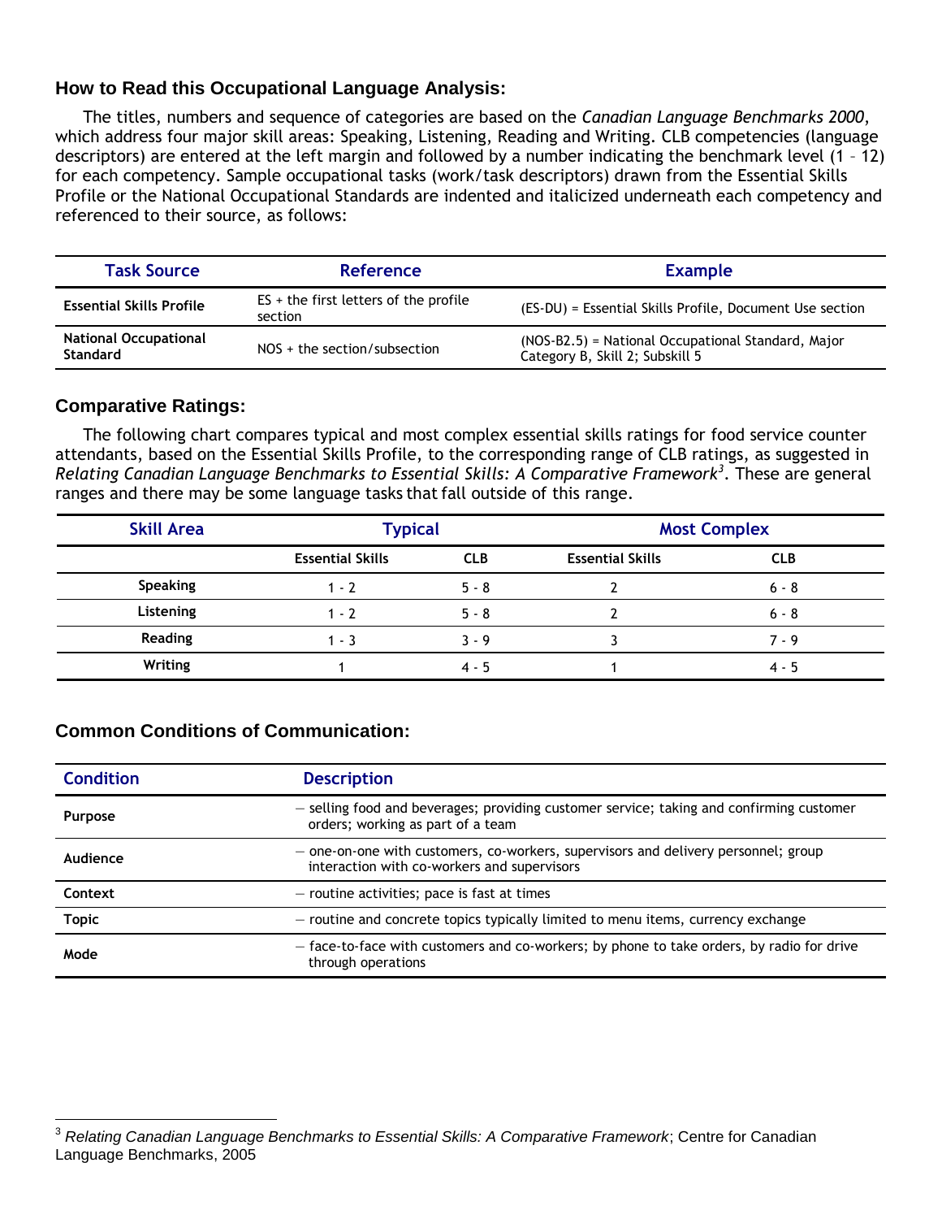## How to Read this Occupational Language Analysis:

The titles, numbers and sequence of categories are based on the *Canadian Language Benchmarks 2000*, which address four major skill areas: Speaking, Listening, Reading and Writing. CLB competencies (language descriptors) are entered at the left margin and followed by a number indicating the benchmark level (1 – 12) for each competency. Sample occupational tasks (work/task descriptors) drawn from the Essential Skills Profile or the National Occupational Standards are indented and italicized underneath each competency and referenced to their source, as follows:

| Task Source | Reference | Example |
|---|---|---|
| **Essential Skills Profile** | ES + the first letters of the profile section | (ES-DU) = Essential Skills Profile, Document Use section |
| **National Occupational Standard** | NOS + the section/subsection | (NOS-B2.5) = National Occupational Standard, Major Category B, Skill 2; Subskill 5 |

## Comparative Ratings:

The following chart compares typical and most complex essential skills ratings for food service counter attendants, based on the Essential Skills Profile, to the corresponding range of CLB ratings, as suggested in *Relating Canadian Language Benchmarks to Essential Skills: A Comparative Framework*[3]. These are general ranges and there may be some language tasks that fall outside of this range.

| Skill Area | Typical | | Most Complex | |
|---|---|---|---|---|
| | **Essential Skills** | **CLB** | **Essential Skills** | **CLB** |
| **Speaking** | 1 - 2 | 5 - 8 | 2 | 6 - 8 |
| **Listening** | 1 - 2 | 5 - 8 | 2 | 6 - 8 |
| **Reading** | 1 - 3 | 3 - 9 | 3 | 7 - 9 |
| **Writing** | 1 | 4 - 5 | 1 | 4 - 5 |

## Common Conditions of Communication:

| Condition | Description |
|---|---|
| **Purpose** | – selling food and beverages; providing customer service; taking and confirming customer orders; working as part of a team |
| **Audience** | – one-on-one with customers, co-workers, supervisors and delivery personnel; group interaction with co-workers and supervisors |
| **Context** | – routine activities; pace is fast at times |
| **Topic** | – routine and concrete topics typically limited to menu items, currency exchange |
| **Mode** | – face-to-face with customers and co-workers; by phone to take orders, by radio for drive through operations |

[3] *Relating Canadian Language Benchmarks to Essential Skills: A Comparative Framework*; Centre for Canadian Language Benchmarks, 2005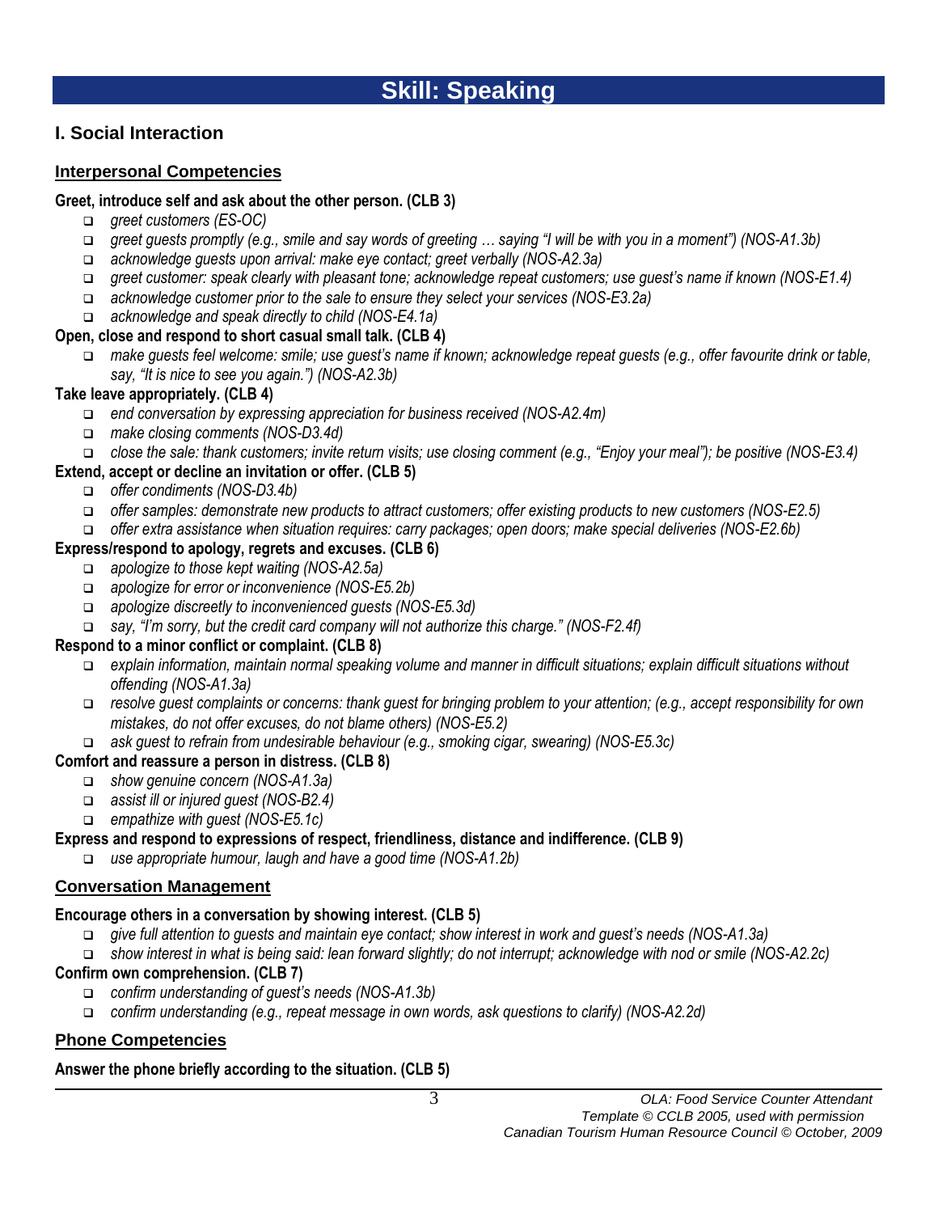# Skill: Speaking

## I. Social Interaction

### Interpersonal Competencies

**Greet, introduce self and ask about the other person. (CLB 3)**

- *greet customers (ES-OC)*
- *greet guests promptly (e.g., smile and say words of greeting … saying "I will be with you in a moment") (NOS-A1.3b)*
- *acknowledge guests upon arrival: make eye contact; greet verbally (NOS-A2.3a)*
- *greet customer: speak clearly with pleasant tone; acknowledge repeat customers; use guest's name if known (NOS-E1.4)*
- *acknowledge customer prior to the sale to ensure they select your services (NOS-E3.2a)*
- *acknowledge and speak directly to child (NOS-E4.1a)*

**Open, close and respond to short casual small talk. (CLB 4)**

- *make guests feel welcome: smile; use guest's name if known; acknowledge repeat guests (e.g., offer favourite drink or table, say, "It is nice to see you again.") (NOS-A2.3b)*

**Take leave appropriately. (CLB 4)**

- *end conversation by expressing appreciation for business received (NOS-A2.4m)*
- *make closing comments (NOS-D3.4d)*
- *close the sale: thank customers; invite return visits; use closing comment (e.g., "Enjoy your meal"); be positive (NOS-E3.4)*

**Extend, accept or decline an invitation or offer. (CLB 5)**

- *offer condiments (NOS-D3.4b)*
- *offer samples: demonstrate new products to attract customers; offer existing products to new customers (NOS-E2.5)*
- *offer extra assistance when situation requires: carry packages; open doors; make special deliveries (NOS-E2.6b)*

**Express/respond to apology, regrets and excuses. (CLB 6)**

- *apologize to those kept waiting (NOS-A2.5a)*
- *apologize for error or inconvenience (NOS-E5.2b)*
- *apologize discreetly to inconvenienced guests (NOS-E5.3d)*
- *say, "I'm sorry, but the credit card company will not authorize this charge." (NOS-F2.4f)*

**Respond to a minor conflict or complaint. (CLB 8)**

- *explain information, maintain normal speaking volume and manner in difficult situations; explain difficult situations without offending (NOS-A1.3a)*
- *resolve guest complaints or concerns: thank guest for bringing problem to your attention; (e.g., accept responsibility for own mistakes, do not offer excuses, do not blame others) (NOS-E5.2)*
- *ask guest to refrain from undesirable behaviour (e.g., smoking cigar, swearing) (NOS-E5.3c)*

**Comfort and reassure a person in distress. (CLB 8)**

- *show genuine concern (NOS-A1.3a)*
- *assist ill or injured guest (NOS-B2.4)*
- *empathize with guest (NOS-E5.1c)*

**Express and respond to expressions of respect, friendliness, distance and indifference. (CLB 9)**

- *use appropriate humour, laugh and have a good time (NOS-A1.2b)*

### Conversation Management

**Encourage others in a conversation by showing interest. (CLB 5)**

- *give full attention to guests and maintain eye contact; show interest in work and guest's needs (NOS-A1.3a)*
- *show interest in what is being said: lean forward slightly; do not interrupt; acknowledge with nod or smile (NOS-A2.2c)*

**Confirm own comprehension. (CLB 7)**

- *confirm understanding of guest's needs (NOS-A1.3b)*
- *confirm understanding (e.g., repeat message in own words, ask questions to clarify) (NOS-A2.2d)*

### Phone Competencies

**Answer the phone briefly according to the situation. (CLB 5)**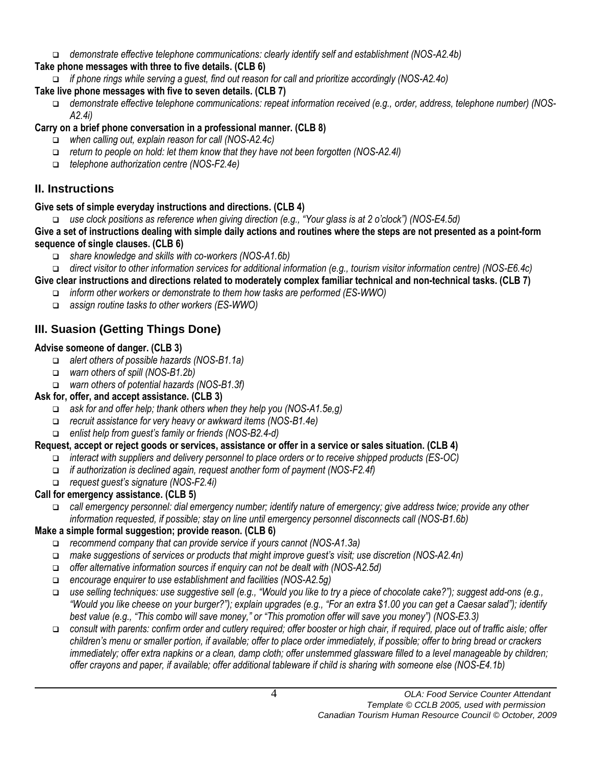- *demonstrate effective telephone communications: clearly identify self and establishment (NOS-A2.4b)*

**Take phone messages with three to five details. (CLB 6)**

- *if phone rings while serving a guest, find out reason for call and prioritize accordingly (NOS-A2.4o)*

**Take live phone messages with five to seven details. (CLB 7)**

- *demonstrate effective telephone communications: repeat information received (e.g., order, address, telephone number) (NOS-A2.4i)*

**Carry on a brief phone conversation in a professional manner. (CLB 8)**

- *when calling out, explain reason for call (NOS-A2.4c)*
- *return to people on hold: let them know that they have not been forgotten (NOS-A2.4l)*
- *telephone authorization centre (NOS-F2.4e)*

## II. Instructions

**Give sets of simple everyday instructions and directions. (CLB 4)**

- *use clock positions as reference when giving direction (e.g., "Your glass is at 2 o'clock") (NOS-E4.5d)*

**Give a set of instructions dealing with simple daily actions and routines where the steps are not presented as a point-form sequence of single clauses. (CLB 6)**

- *share knowledge and skills with co-workers (NOS-A1.6b)*
- *direct visitor to other information services for additional information (e.g., tourism visitor information centre) (NOS-E6.4c)*

**Give clear instructions and directions related to moderately complex familiar technical and non-technical tasks. (CLB 7)**

- *inform other workers or demonstrate to them how tasks are performed (ES-WWO)*
- *assign routine tasks to other workers (ES-WWO)*

## III. Suasion (Getting Things Done)

**Advise someone of danger. (CLB 3)**

- *alert others of possible hazards (NOS-B1.1a)*
- *warn others of spill (NOS-B1.2b)*
- *warn others of potential hazards (NOS-B1.3f)*

**Ask for, offer, and accept assistance. (CLB 3)**

- *ask for and offer help; thank others when they help you (NOS-A1.5e,g)*
- *recruit assistance for very heavy or awkward items (NOS-B1.4e)*
- *enlist help from guest's family or friends (NOS-B2.4-d)*

**Request, accept or reject goods or services, assistance or offer in a service or sales situation. (CLB 4)**

- *interact with suppliers and delivery personnel to place orders or to receive shipped products (ES-OC)*
- *if authorization is declined again, request another form of payment (NOS-F2.4f)*
- *request guest's signature (NOS-F2.4i)*

**Call for emergency assistance. (CLB 5)**

- *call emergency personnel: dial emergency number; identify nature of emergency; give address twice; provide any other information requested, if possible; stay on line until emergency personnel disconnects call (NOS-B1.6b)*

**Make a simple formal suggestion; provide reason. (CLB 6)**

- *recommend company that can provide service if yours cannot (NOS-A1.3a)*
- *make suggestions of services or products that might improve guest's visit; use discretion (NOS-A2.4n)*
- *offer alternative information sources if enquiry can not be dealt with (NOS-A2.5d)*
- *encourage enquirer to use establishment and facilities (NOS-A2.5g)*
- *use selling techniques: use suggestive sell (e.g., "Would you like to try a piece of chocolate cake?"); suggest add-ons (e.g., "Would you like cheese on your burger?"); explain upgrades (e.g., "For an extra $1.00 you can get a Caesar salad"); identify best value (e.g., "This combo will save money," or "This promotion offer will save you money") (NOS-E3.3)*
- *consult with parents: confirm order and cutlery required; offer booster or high chair, if required, place out of traffic aisle; offer children's menu or smaller portion, if available; offer to place order immediately, if possible; offer to bring bread or crackers immediately; offer extra napkins or a clean, damp cloth; offer unstemmed glassware filled to a level manageable by children; offer crayons and paper, if available; offer additional tableware if child is sharing with someone else (NOS-E4.1b)*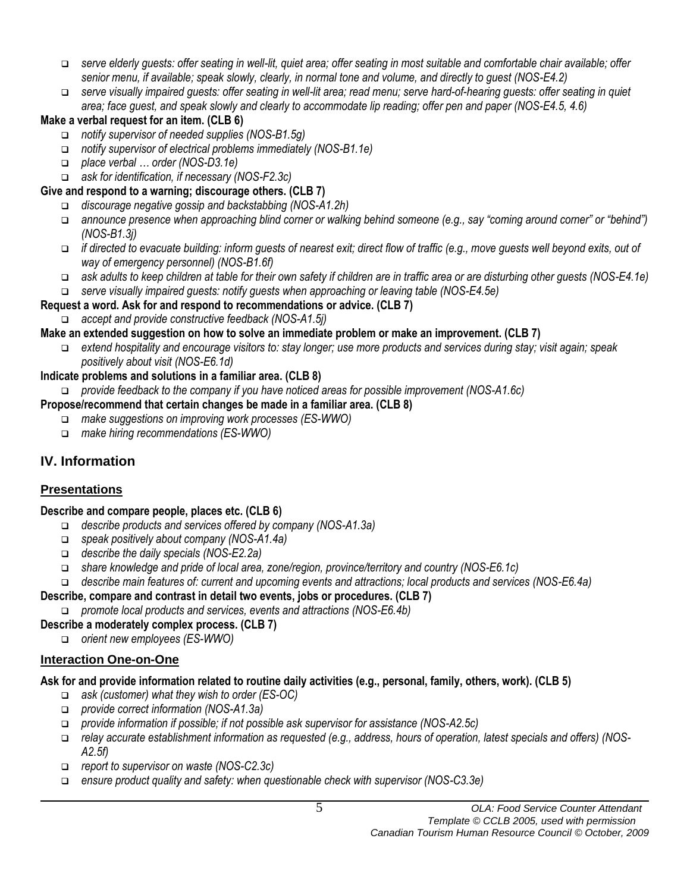- *serve elderly guests: offer seating in well-lit, quiet area; offer seating in most suitable and comfortable chair available; offer senior menu, if available; speak slowly, clearly, in normal tone and volume, and directly to guest (NOS-E4.2)*
- *serve visually impaired guests: offer seating in well-lit area; read menu; serve hard-of-hearing guests: offer seating in quiet area; face guest, and speak slowly and clearly to accommodate lip reading; offer pen and paper (NOS-E4.5, 4.6)*

**Make a verbal request for an item. (CLB 6)**

- *notify supervisor of needed supplies (NOS-B1.5g)*
- *notify supervisor of electrical problems immediately (NOS-B1.1e)*
- *place verbal … order (NOS-D3.1e)*
- *ask for identification, if necessary (NOS-F2.3c)*

**Give and respond to a warning; discourage others. (CLB 7)**

- *discourage negative gossip and backstabbing (NOS-A1.2h)*
- *announce presence when approaching blind corner or walking behind someone (e.g., say "coming around corner" or "behind") (NOS-B1.3j)*
- *if directed to evacuate building: inform guests of nearest exit; direct flow of traffic (e.g., move guests well beyond exits, out of way of emergency personnel) (NOS-B1.6f)*
- *ask adults to keep children at table for their own safety if children are in traffic area or are disturbing other guests (NOS-E4.1e)*
- *serve visually impaired guests: notify guests when approaching or leaving table (NOS-E4.5e)*

**Request a word. Ask for and respond to recommendations or advice. (CLB 7)**

- *accept and provide constructive feedback (NOS-A1.5j)*

**Make an extended suggestion on how to solve an immediate problem or make an improvement. (CLB 7)**

- *extend hospitality and encourage visitors to: stay longer; use more products and services during stay; visit again; speak positively about visit (NOS-E6.1d)*

**Indicate problems and solutions in a familiar area. (CLB 8)**

- *provide feedback to the company if you have noticed areas for possible improvement (NOS-A1.6c)*

**Propose/recommend that certain changes be made in a familiar area. (CLB 8)**

- *make suggestions on improving work processes (ES-WWO)*
- *make hiring recommendations (ES-WWO)*

## IV. Information

### Presentations

**Describe and compare people, places etc. (CLB 6)**

- *describe products and services offered by company (NOS-A1.3a)*
- *speak positively about company (NOS-A1.4a)*
- *describe the daily specials (NOS-E2.2a)*
- *share knowledge and pride of local area, zone/region, province/territory and country (NOS-E6.1c)*
- *describe main features of: current and upcoming events and attractions; local products and services (NOS-E6.4a)*

**Describe, compare and contrast in detail two events, jobs or procedures. (CLB 7)**

- *promote local products and services, events and attractions (NOS-E6.4b)*

**Describe a moderately complex process. (CLB 7)**

- *orient new employees (ES-WWO)*

### Interaction One-on-One

**Ask for and provide information related to routine daily activities (e.g., personal, family, others, work). (CLB 5)**

- *ask (customer) what they wish to order (ES-OC)*
- *provide correct information (NOS-A1.3a)*
- *provide information if possible; if not possible ask supervisor for assistance (NOS-A2.5c)*
- *relay accurate establishment information as requested (e.g., address, hours of operation, latest specials and offers) (NOS-A2.5f)*
- *report to supervisor on waste (NOS-C2.3c)*
- *ensure product quality and safety: when questionable check with supervisor (NOS-C3.3e)*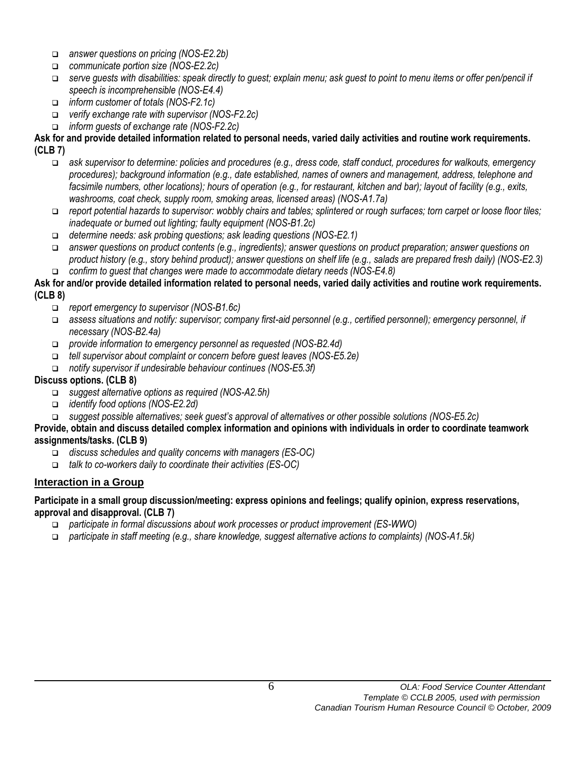- *answer questions on pricing (NOS-E2.2b)*
- *communicate portion size (NOS-E2.2c)*
- *serve guests with disabilities: speak directly to guest; explain menu; ask guest to point to menu items or offer pen/pencil if speech is incomprehensible (NOS-E4.4)*
- *inform customer of totals (NOS-F2.1c)*
- *verify exchange rate with supervisor (NOS-F2.2c)*
- *inform guests of exchange rate (NOS-F2.2c)*

**Ask for and provide detailed information related to personal needs, varied daily activities and routine work requirements. (CLB 7)**

- *ask supervisor to determine: policies and procedures (e.g., dress code, staff conduct, procedures for walkouts, emergency procedures); background information (e.g., date established, names of owners and management, address, telephone and facsimile numbers, other locations); hours of operation (e.g., for restaurant, kitchen and bar); layout of facility (e.g., exits, washrooms, coat check, supply room, smoking areas, licensed areas) (NOS-A1.7a)*
- *report potential hazards to supervisor: wobbly chairs and tables; splintered or rough surfaces; torn carpet or loose floor tiles; inadequate or burned out lighting; faulty equipment (NOS-B1.2c)*
- *determine needs: ask probing questions; ask leading questions (NOS-E2.1)*
- *answer questions on product contents (e.g., ingredients); answer questions on product preparation; answer questions on product history (e.g., story behind product); answer questions on shelf life (e.g., salads are prepared fresh daily) (NOS-E2.3)*
- *confirm to guest that changes were made to accommodate dietary needs (NOS-E4.8)*

**Ask for and/or provide detailed information related to personal needs, varied daily activities and routine work requirements. (CLB 8)**

- *report emergency to supervisor (NOS-B1.6c)*
- *assess situations and notify: supervisor; company first-aid personnel (e.g., certified personnel); emergency personnel, if necessary (NOS-B2.4a)*
- *provide information to emergency personnel as requested (NOS-B2.4d)*
- *tell supervisor about complaint or concern before guest leaves (NOS-E5.2e)*
- *notify supervisor if undesirable behaviour continues (NOS-E5.3f)*

**Discuss options. (CLB 8)**

- *suggest alternative options as required (NOS-A2.5h)*
- *identify food options (NOS-E2.2d)*
- *suggest possible alternatives; seek guest's approval of alternatives or other possible solutions (NOS-E5.2c)*

**Provide, obtain and discuss detailed complex information and opinions with individuals in order to coordinate teamwork assignments/tasks. (CLB 9)**

- *discuss schedules and quality concerns with managers (ES-OC)*
- *talk to co-workers daily to coordinate their activities (ES-OC)*

## Interaction in a Group

**Participate in a small group discussion/meeting: express opinions and feelings; qualify opinion, express reservations, approval and disapproval. (CLB 7)**

- *participate in formal discussions about work processes or product improvement (ES-WWO)*
- *participate in staff meeting (e.g., share knowledge, suggest alternative actions to complaints) (NOS-A1.5k)*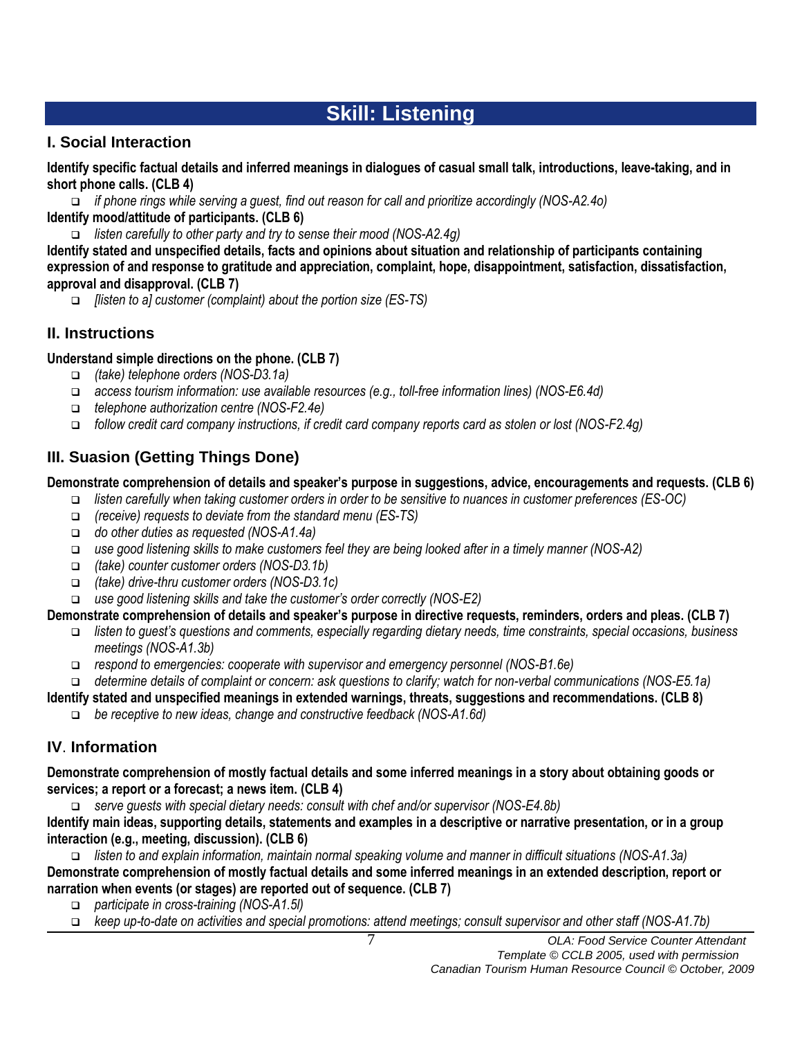# Skill: Listening

## I. Social Interaction

**Identify specific factual details and inferred meanings in dialogues of casual small talk, introductions, leave-taking, and in short phone calls. (CLB 4)**

- *if phone rings while serving a guest, find out reason for call and prioritize accordingly (NOS-A2.4o)*

**Identify mood/attitude of participants. (CLB 6)**

- *listen carefully to other party and try to sense their mood (NOS-A2.4g)*

**Identify stated and unspecified details, facts and opinions about situation and relationship of participants containing expression of and response to gratitude and appreciation, complaint, hope, disappointment, satisfaction, dissatisfaction, approval and disapproval. (CLB 7)**

- *[listen to a] customer (complaint) about the portion size (ES-TS)*

## II. Instructions

**Understand simple directions on the phone. (CLB 7)**

- *(take) telephone orders (NOS-D3.1a)*
- *access tourism information: use available resources (e.g., toll-free information lines) (NOS-E6.4d)*
- *telephone authorization centre (NOS-F2.4e)*
- *follow credit card company instructions, if credit card company reports card as stolen or lost (NOS-F2.4g)*

## III. Suasion (Getting Things Done)

**Demonstrate comprehension of details and speaker's purpose in suggestions, advice, encouragements and requests. (CLB 6)**

- *listen carefully when taking customer orders in order to be sensitive to nuances in customer preferences (ES-OC)*
- *(receive) requests to deviate from the standard menu (ES-TS)*
- *do other duties as requested (NOS-A1.4a)*
- *use good listening skills to make customers feel they are being looked after in a timely manner (NOS-A2)*
- *(take) counter customer orders (NOS-D3.1b)*
- *(take) drive-thru customer orders (NOS-D3.1c)*
- *use good listening skills and take the customer's order correctly (NOS-E2)*

**Demonstrate comprehension of details and speaker's purpose in directive requests, reminders, orders and pleas. (CLB 7)**

- *listen to guest's questions and comments, especially regarding dietary needs, time constraints, special occasions, business meetings (NOS-A1.3b)*
- *respond to emergencies: cooperate with supervisor and emergency personnel (NOS-B1.6e)*
- *determine details of complaint or concern: ask questions to clarify; watch for non-verbal communications (NOS-E5.1a)*

**Identify stated and unspecified meanings in extended warnings, threats, suggestions and recommendations. (CLB 8)**

- *be receptive to new ideas, change and constructive feedback (NOS-A1.6d)*

## IV. Information

**Demonstrate comprehension of mostly factual details and some inferred meanings in a story about obtaining goods or services; a report or a forecast; a news item. (CLB 4)**

- *serve guests with special dietary needs: consult with chef and/or supervisor (NOS-E4.8b)*

**Identify main ideas, supporting details, statements and examples in a descriptive or narrative presentation, or in a group interaction (e.g., meeting, discussion). (CLB 6)**

- *listen to and explain information, maintain normal speaking volume and manner in difficult situations (NOS-A1.3a)*

**Demonstrate comprehension of mostly factual details and some inferred meanings in an extended description, report or narration when events (or stages) are reported out of sequence. (CLB 7)**

- *participate in cross-training (NOS-A1.5l)*
- *keep up-to-date on activities and special promotions: attend meetings; consult supervisor and other staff (NOS-A1.7b)*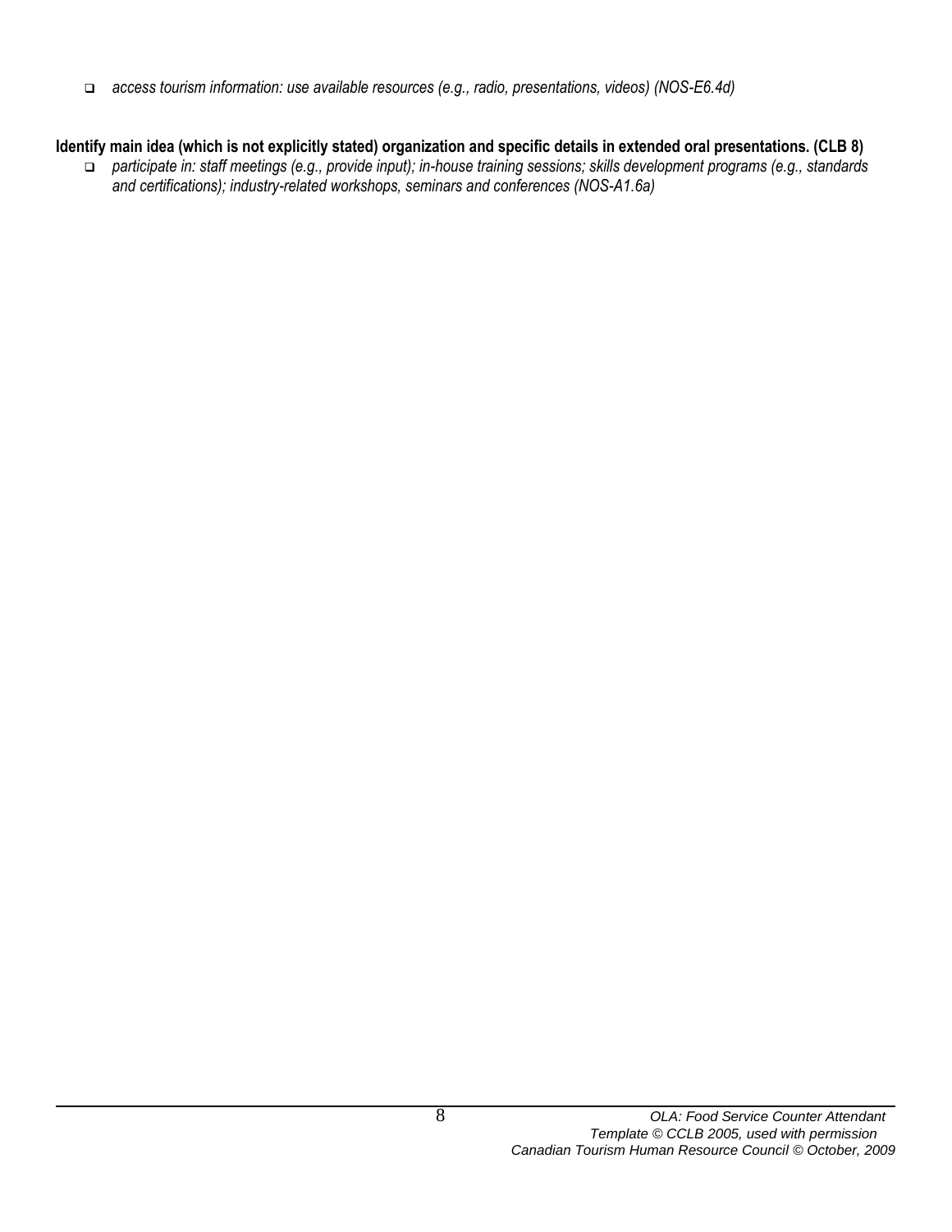- *access tourism information: use available resources (e.g., radio, presentations, videos) (NOS-E6.4d)*

**Identify main idea (which is not explicitly stated) organization and specific details in extended oral presentations. (CLB 8)**

- *participate in: staff meetings (e.g., provide input); in-house training sessions; skills development programs (e.g., standards and certifications); industry-related workshops, seminars and conferences (NOS-A1.6a)*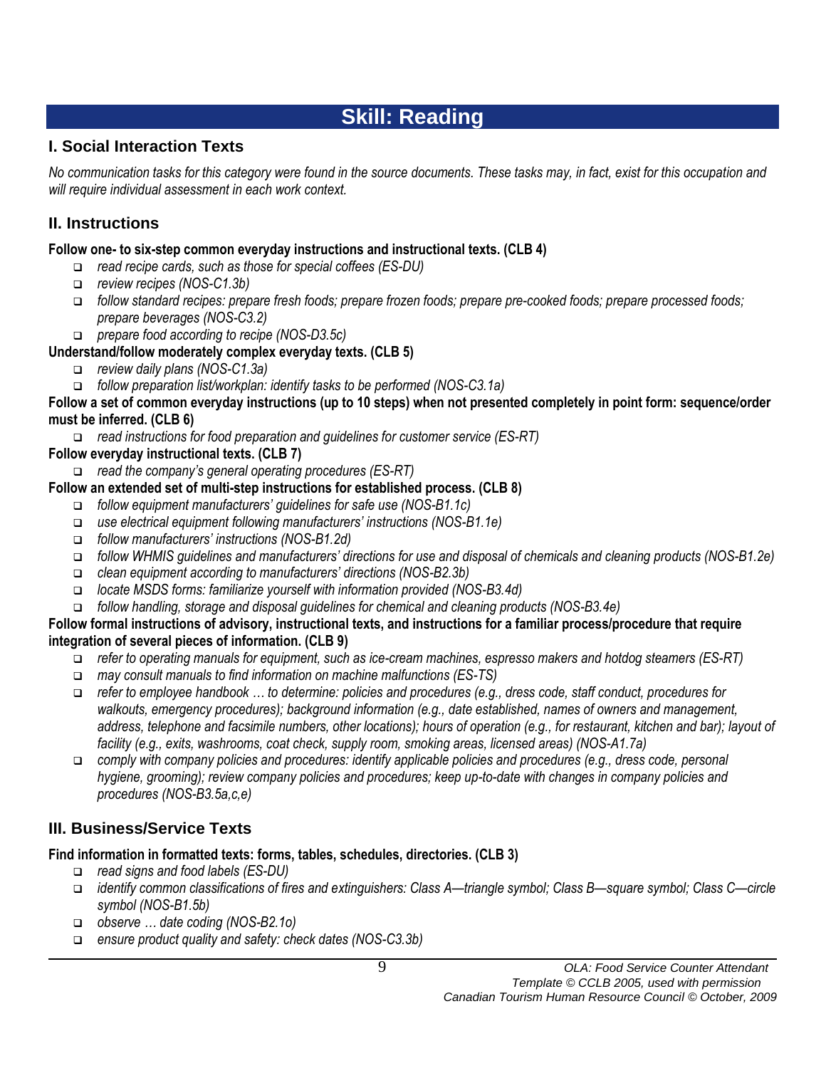# Skill: Reading

## I. Social Interaction Texts

*No communication tasks for this category were found in the source documents. These tasks may, in fact, exist for this occupation and will require individual assessment in each work context.*

## II. Instructions

**Follow one- to six-step common everyday instructions and instructional texts. (CLB 4)**

- *read recipe cards, such as those for special coffees (ES-DU)*
- *review recipes (NOS-C1.3b)*
- *follow standard recipes: prepare fresh foods; prepare frozen foods; prepare pre-cooked foods; prepare processed foods; prepare beverages (NOS-C3.2)*
- *prepare food according to recipe (NOS-D3.5c)*

**Understand/follow moderately complex everyday texts. (CLB 5)**

- *review daily plans (NOS-C1.3a)*
- *follow preparation list/workplan: identify tasks to be performed (NOS-C3.1a)*

**Follow a set of common everyday instructions (up to 10 steps) when not presented completely in point form: sequence/order must be inferred. (CLB 6)**

- *read instructions for food preparation and guidelines for customer service (ES-RT)*

**Follow everyday instructional texts. (CLB 7)**

- *read the company's general operating procedures (ES-RT)*

**Follow an extended set of multi-step instructions for established process. (CLB 8)**

- *follow equipment manufacturers' guidelines for safe use (NOS-B1.1c)*
- *use electrical equipment following manufacturers' instructions (NOS-B1.1e)*
- *follow manufacturers' instructions (NOS-B1.2d)*
- *follow WHMIS guidelines and manufacturers' directions for use and disposal of chemicals and cleaning products (NOS-B1.2e)*
- *clean equipment according to manufacturers' directions (NOS-B2.3b)*
- *locate MSDS forms: familiarize yourself with information provided (NOS-B3.4d)*
- *follow handling, storage and disposal guidelines for chemical and cleaning products (NOS-B3.4e)*

**Follow formal instructions of advisory, instructional texts, and instructions for a familiar process/procedure that require integration of several pieces of information. (CLB 9)**

- *refer to operating manuals for equipment, such as ice-cream machines, espresso makers and hotdog steamers (ES-RT)*
- *may consult manuals to find information on machine malfunctions (ES-TS)*
- *refer to employee handbook … to determine: policies and procedures (e.g., dress code, staff conduct, procedures for walkouts, emergency procedures); background information (e.g., date established, names of owners and management, address, telephone and facsimile numbers, other locations); hours of operation (e.g., for restaurant, kitchen and bar); layout of facility (e.g., exits, washrooms, coat check, supply room, smoking areas, licensed areas) (NOS-A1.7a)*
- *comply with company policies and procedures: identify applicable policies and procedures (e.g., dress code, personal hygiene, grooming); review company policies and procedures; keep up-to-date with changes in company policies and procedures (NOS-B3.5a,c,e)*

## III. Business/Service Texts

**Find information in formatted texts: forms, tables, schedules, directories. (CLB 3)**

- *read signs and food labels (ES-DU)*
- *identify common classifications of fires and extinguishers: Class A—triangle symbol; Class B—square symbol; Class C—circle symbol (NOS-B1.5b)*
- *observe … date coding (NOS-B2.1o)*
- *ensure product quality and safety: check dates (NOS-C3.3b)*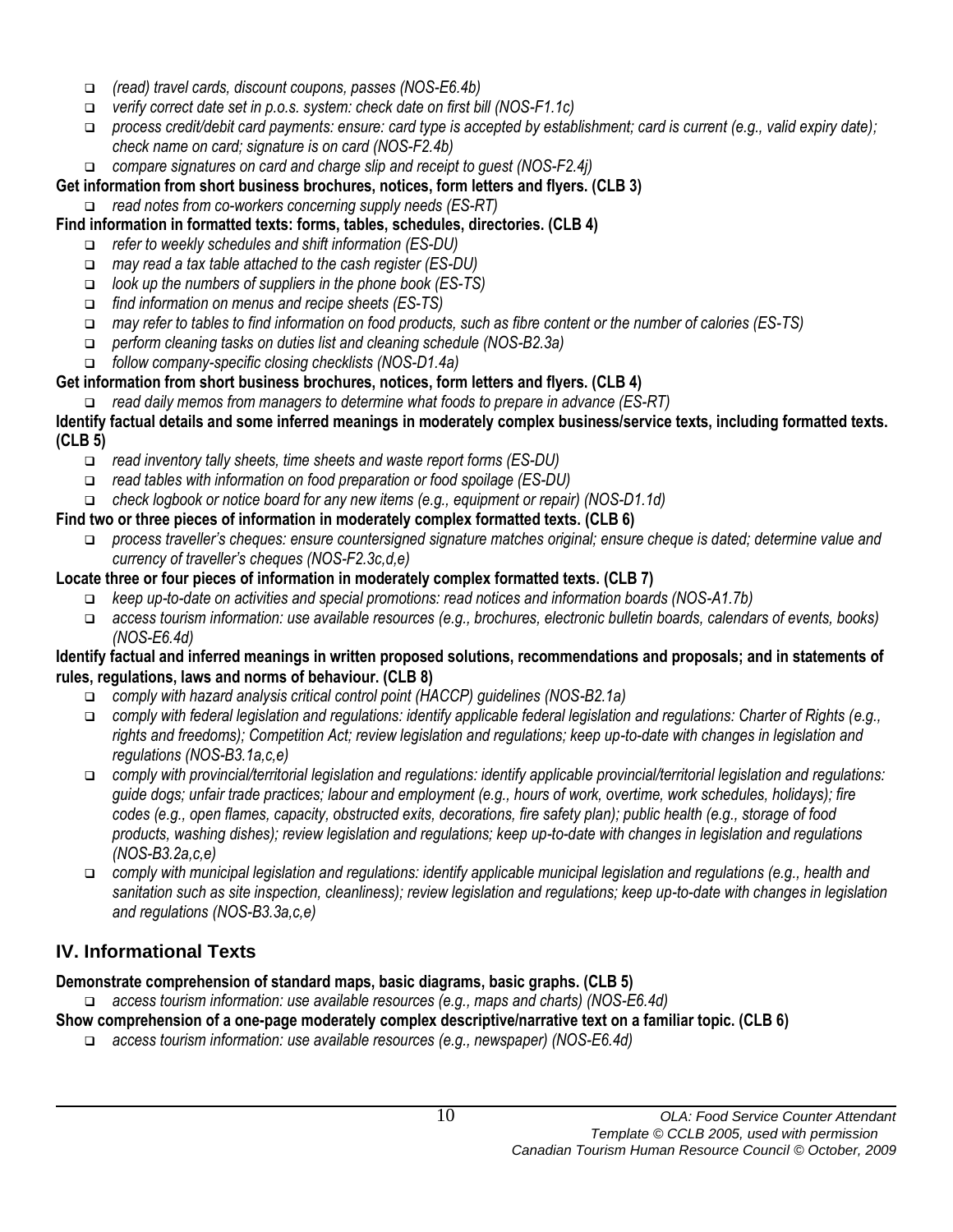- *(read) travel cards, discount coupons, passes (NOS-E6.4b)*
- *verify correct date set in p.o.s. system: check date on first bill (NOS-F1.1c)*
- *process credit/debit card payments: ensure: card type is accepted by establishment; card is current (e.g., valid expiry date); check name on card; signature is on card (NOS-F2.4b)*
- *compare signatures on card and charge slip and receipt to guest (NOS-F2.4j)*

**Get information from short business brochures, notices, form letters and flyers. (CLB 3)**

- *read notes from co-workers concerning supply needs (ES-RT)*

**Find information in formatted texts: forms, tables, schedules, directories. (CLB 4)**

- *refer to weekly schedules and shift information (ES-DU)*
- *may read a tax table attached to the cash register (ES-DU)*
- *look up the numbers of suppliers in the phone book (ES-TS)*
- *find information on menus and recipe sheets (ES-TS)*
- *may refer to tables to find information on food products, such as fibre content or the number of calories (ES-TS)*
- *perform cleaning tasks on duties list and cleaning schedule (NOS-B2.3a)*
- *follow company-specific closing checklists (NOS-D1.4a)*

**Get information from short business brochures, notices, form letters and flyers. (CLB 4)**

- *read daily memos from managers to determine what foods to prepare in advance (ES-RT)*

**Identify factual details and some inferred meanings in moderately complex business/service texts, including formatted texts. (CLB 5)**

- *read inventory tally sheets, time sheets and waste report forms (ES-DU)*
- *read tables with information on food preparation or food spoilage (ES-DU)*
- *check logbook or notice board for any new items (e.g., equipment or repair) (NOS-D1.1d)*

**Find two or three pieces of information in moderately complex formatted texts. (CLB 6)**

- *process traveller's cheques: ensure countersigned signature matches original; ensure cheque is dated; determine value and currency of traveller's cheques (NOS-F2.3c,d,e)*

**Locate three or four pieces of information in moderately complex formatted texts. (CLB 7)**

- *keep up-to-date on activities and special promotions: read notices and information boards (NOS-A1.7b)*
- *access tourism information: use available resources (e.g., brochures, electronic bulletin boards, calendars of events, books) (NOS-E6.4d)*

**Identify factual and inferred meanings in written proposed solutions, recommendations and proposals; and in statements of rules, regulations, laws and norms of behaviour. (CLB 8)**

- *comply with hazard analysis critical control point (HACCP) guidelines (NOS-B2.1a)*
- *comply with federal legislation and regulations: identify applicable federal legislation and regulations: Charter of Rights (e.g., rights and freedoms); Competition Act; review legislation and regulations; keep up-to-date with changes in legislation and regulations (NOS-B3.1a,c,e)*
- *comply with provincial/territorial legislation and regulations: identify applicable provincial/territorial legislation and regulations: guide dogs; unfair trade practices; labour and employment (e.g., hours of work, overtime, work schedules, holidays); fire codes (e.g., open flames, capacity, obstructed exits, decorations, fire safety plan); public health (e.g., storage of food products, washing dishes); review legislation and regulations; keep up-to-date with changes in legislation and regulations (NOS-B3.2a,c,e)*
- *comply with municipal legislation and regulations: identify applicable municipal legislation and regulations (e.g., health and sanitation such as site inspection, cleanliness); review legislation and regulations; keep up-to-date with changes in legislation and regulations (NOS-B3.3a,c,e)*

## IV. Informational Texts

**Demonstrate comprehension of standard maps, basic diagrams, basic graphs. (CLB 5)**

- *access tourism information: use available resources (e.g., maps and charts) (NOS-E6.4d)*

**Show comprehension of a one-page moderately complex descriptive/narrative text on a familiar topic. (CLB 6)**

- *access tourism information: use available resources (e.g., newspaper) (NOS-E6.4d)*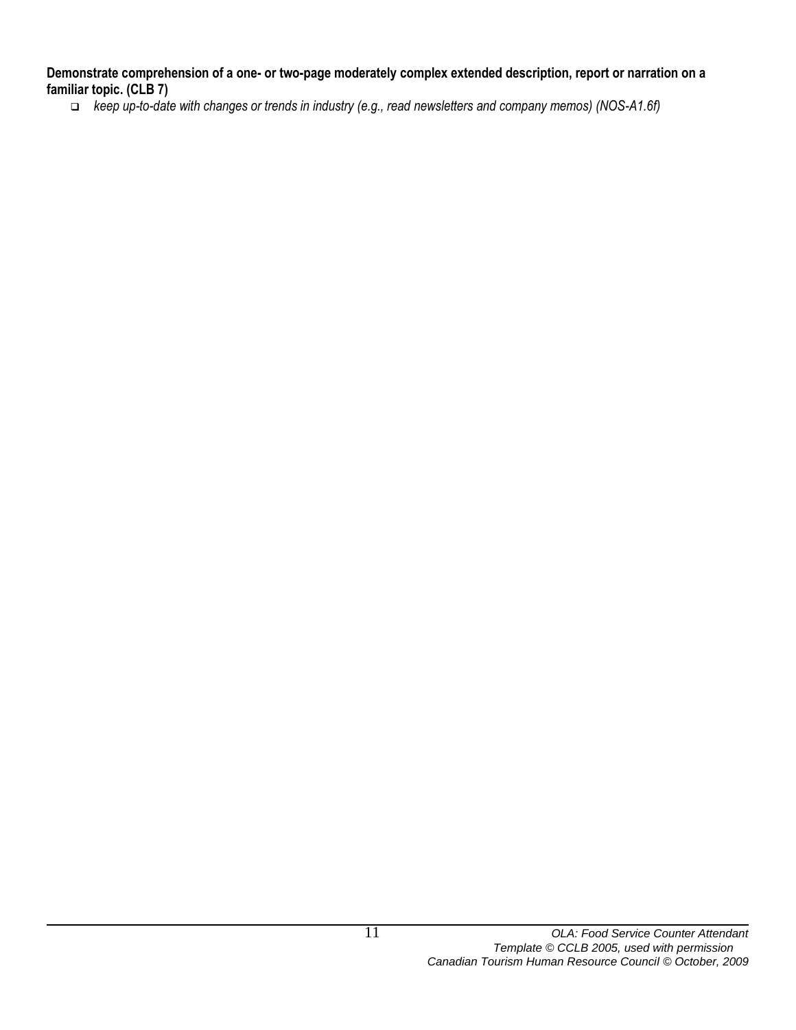**Demonstrate comprehension of a one- or two-page moderately complex extended description, report or narration on a familiar topic. (CLB 7)**

- *keep up-to-date with changes or trends in industry (e.g., read newsletters and company memos) (NOS-A1.6f)*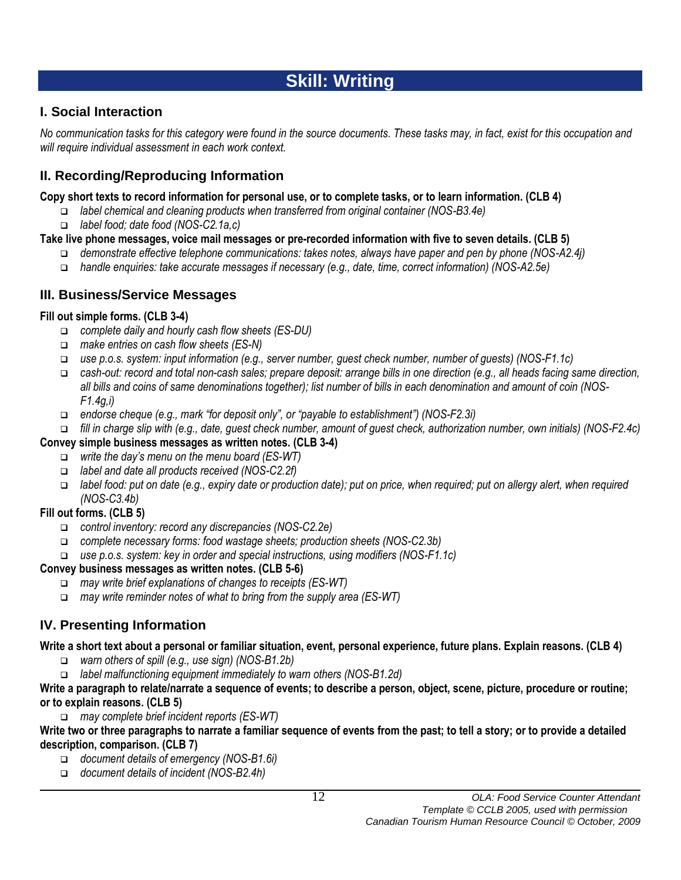# Skill: Writing

## I. Social Interaction

*No communication tasks for this category were found in the source documents. These tasks may, in fact, exist for this occupation and will require individual assessment in each work context.*

## II. Recording/Reproducing Information

**Copy short texts to record information for personal use, or to complete tasks, or to learn information. (CLB 4)**

- *label chemical and cleaning products when transferred from original container (NOS-B3.4e)*
- *label food; date food (NOS-C2.1a,c)*

**Take live phone messages, voice mail messages or pre-recorded information with five to seven details. (CLB 5)**

- *demonstrate effective telephone communications: takes notes, always have paper and pen by phone (NOS-A2.4j)*
- *handle enquiries: take accurate messages if necessary (e.g., date, time, correct information) (NOS-A2.5e)*

## III. Business/Service Messages

**Fill out simple forms. (CLB 3-4)**

- *complete daily and hourly cash flow sheets (ES-DU)*
- *make entries on cash flow sheets (ES-N)*
- *use p.o.s. system: input information (e.g., server number, guest check number, number of guests) (NOS-F1.1c)*
- *cash-out: record and total non-cash sales; prepare deposit: arrange bills in one direction (e.g., all heads facing same direction, all bills and coins of same denominations together); list number of bills in each denomination and amount of coin (NOS-F1.4g,i)*
- *endorse cheque (e.g., mark "for deposit only", or "payable to establishment") (NOS-F2.3i)*
- *fill in charge slip with (e.g., date, guest check number, amount of guest check, authorization number, own initials) (NOS-F2.4c)*

**Convey simple business messages as written notes. (CLB 3-4)**

- *write the day's menu on the menu board (ES-WT)*
- *label and date all products received (NOS-C2.2f)*
- *label food: put on date (e.g., expiry date or production date); put on price, when required; put on allergy alert, when required (NOS-C3.4b)*

**Fill out forms. (CLB 5)**

- *control inventory: record any discrepancies (NOS-C2.2e)*
- *complete necessary forms: food wastage sheets; production sheets (NOS-C2.3b)*
- *use p.o.s. system: key in order and special instructions, using modifiers (NOS-F1.1c)*

**Convey business messages as written notes. (CLB 5-6)**

- *may write brief explanations of changes to receipts (ES-WT)*
- *may write reminder notes of what to bring from the supply area (ES-WT)*

## IV. Presenting Information

**Write a short text about a personal or familiar situation, event, personal experience, future plans. Explain reasons. (CLB 4)**

- *warn others of spill (e.g., use sign) (NOS-B1.2b)*
- *label malfunctioning equipment immediately to warn others (NOS-B1.2d)*

**Write a paragraph to relate/narrate a sequence of events; to describe a person, object, scene, picture, procedure or routine; or to explain reasons. (CLB 5)**

- *may complete brief incident reports (ES-WT)*

**Write two or three paragraphs to narrate a familiar sequence of events from the past; to tell a story; or to provide a detailed description, comparison. (CLB 7)**

- *document details of emergency (NOS-B1.6i)*
- *document details of incident (NOS-B2.4h)*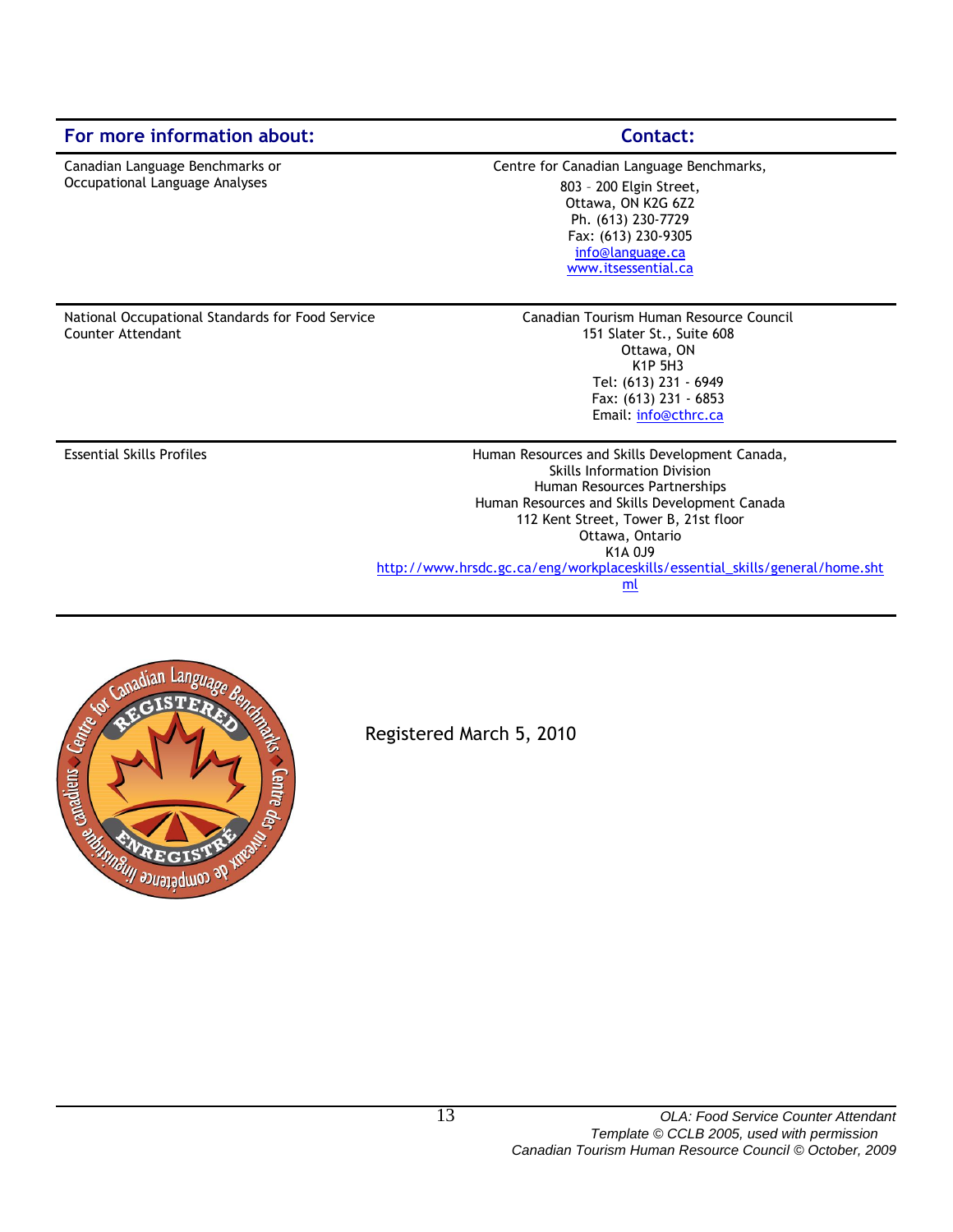| For more information about: | Contact: |
|---|---|
| Canadian Language Benchmarks or Occupational Language Analyses | Centre for Canadian Language Benchmarks,<br>803 – 200 Elgin Street,<br>Ottawa, ON K2G 6Z2<br>Ph. (613) 230-7729<br>Fax: (613) 230-9305<br>info@language.ca<br>www.itsessential.ca |
| National Occupational Standards for Food Service Counter Attendant | Canadian Tourism Human Resource Council<br>151 Slater St., Suite 608<br>Ottawa, ON<br>K1P 5H3<br>Tel: (613) 231 - 6949<br>Fax: (613) 231 - 6853<br>Email: info@cthrc.ca |
| Essential Skills Profiles | Human Resources and Skills Development Canada,<br>Skills Information Division<br>Human Resources Partnerships<br>Human Resources and Skills Development Canada<br>112 Kent Street, Tower B, 21st floor<br>Ottawa, Ontario<br>K1A 0J9<br>http://www.hrsdc.gc.ca/eng/workplaceskills/essential_skills/general/home.shtml |

Registered March 5, 2010